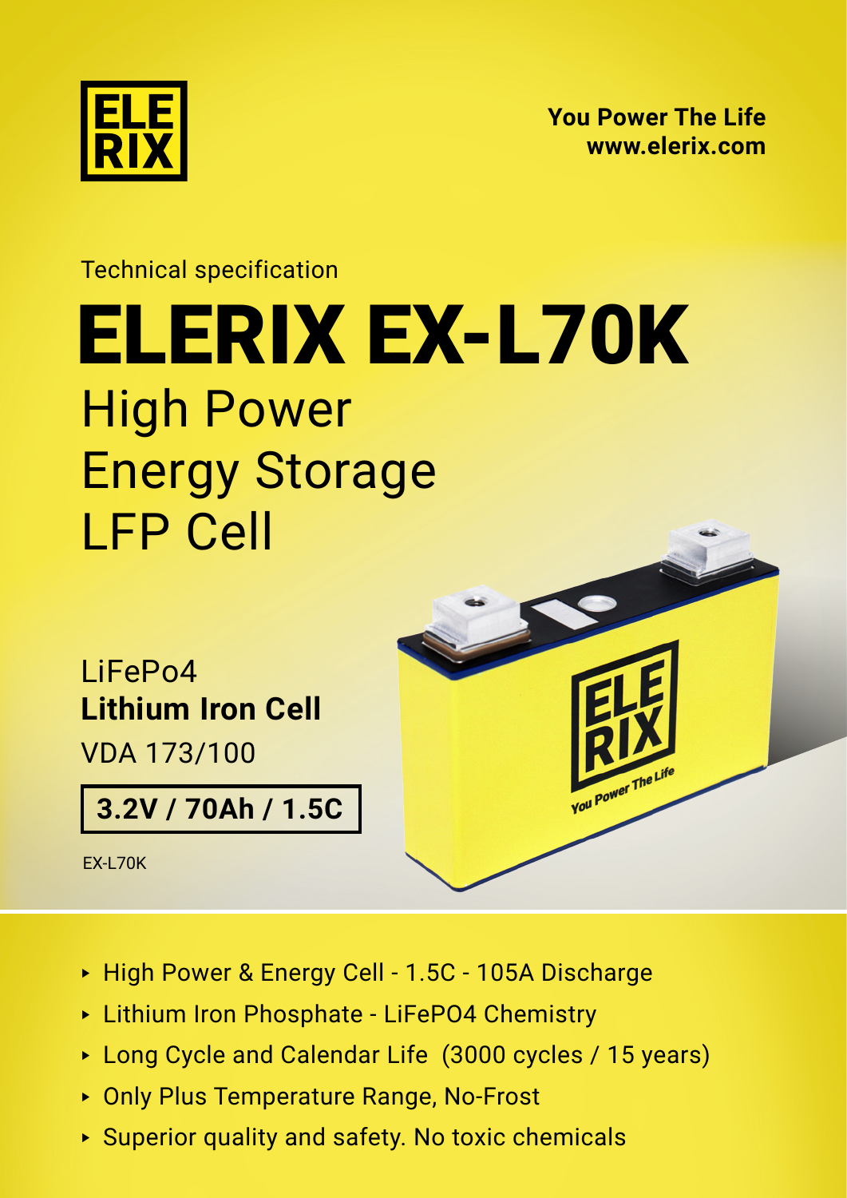ELE
RIX

**You Power The Life**
**www.elerix.com**

Technical specification

# ELERIX EX-L70K

## High Power Energy Storage LFP Cell

LiFePo4
**Lithium Iron Cell**
VDA 173/100

**3.2V / 70Ah / 1.5C**

EX-L70K

- High Power & Energy Cell - 1.5C - 105A Discharge
- Lithium Iron Phosphate - $LiFePO_4$ Chemistry
- Long Cycle and Calendar Life (3000 cycles / 15 years)
- Only Plus Temperature Range, No-Frost
- Superior quality and safety. No toxic chemicals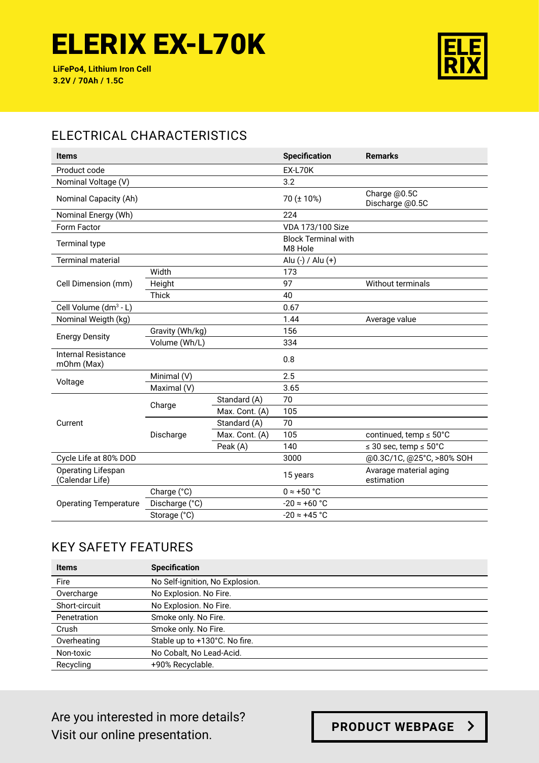# ELERIX EX-L70K

**LiFePo4, Lithium Iron Cell**
**3.2V / 70Ah / 1.5C**

## ELECTRICAL CHARACTERISTICS

| Items | | | Specification | Remarks |
|---|---|---|---|---|
| Product code | | | EX-L70K | |
| Nominal Voltage (V) | | | 3.2 | |
| Nominal Capacity (Ah) | | | 70 (± 10%) | Charge @0.5C Discharge @0.5C |
| Nominal Energy (Wh) | | | 224 | |
| Form Factor | | | VDA 173/100 Size | |
| Terminal type | | | Block Terminal with M8 Hole | |
| Terminal material | | | Alu (-) / Alu (+) | |
| Cell Dimension (mm) | Width | | 173 | |
| | Height | | 97 | Without terminals |
| | Thick | | 40 | |
| Cell Volume ($dm^3$ - L) | | | 0.67 | |
| Nominal Weigth (kg) | | | 1.44 | Average value |
| Energy Density | Gravity (Wh/kg) | | 156 | |
| | Volume (Wh/L) | | 334 | |
| Internal Resistance mOhm (Max) | | | 0.8 | |
| Voltage | Minimal (V) | | 2.5 | |
| | Maximal (V) | | 3.65 | |
| Current | Charge | Standard (A) | 70 | |
| | | Max. Cont. (A) | 105 | |
| | Discharge | Standard (A) | 70 | |
| | | Max. Cont. (A) | 105 | continued, temp ≤ 50°C |
| | | Peak (A) | 140 | ≤ 30 sec, temp ≤ 50°C |
| Cycle Life at 80% DOD | | | 3000 | @0.3C/1C, @25°C, >80% SOH |
| Operating Lifespan (Calendar Life) | | | 15 years | Avarage material aging estimation |
| Operating Temperature | Charge (°C) | | 0 ≈ +50 °C | |
| | Discharge (°C) | | -20 ≈ +60 °C | |
| | Storage (°C) | | -20 ≈ +45 °C | |

## KEY SAFETY FEATURES

| Items | Specification |
|---|---|
| Fire | No Self-ignition, No Explosion. |
| Overcharge | No Explosion. No Fire. |
| Short-circuit | No Explosion. No Fire. |
| Penetration | Smoke only. No Fire. |
| Crush | Smoke only. No Fire. |
| Overheating | Stable up to +130°C. No fire. |
| Non-toxic | No Cobalt, No Lead-Acid. |
| Recycling | +90% Recyclable. |

Are you interested in more details?
Visit our online presentation.

**PRODUCT WEBPAGE >**